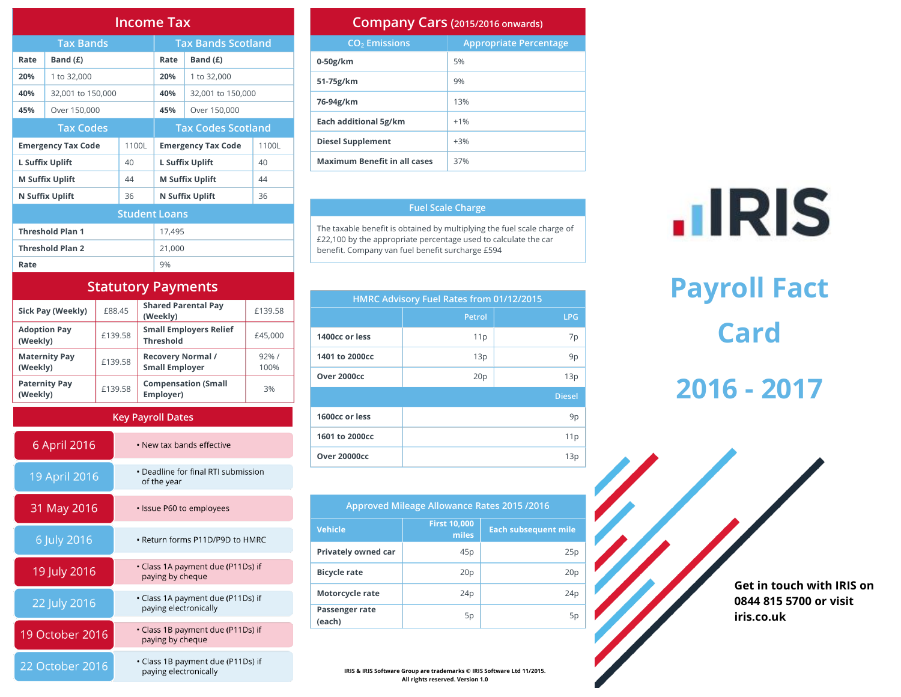# Income Tax

| Tax Bands | | Tax Bands Scotland | |
|---|---|---|---|
| Rate | Band (£) | Rate | Band (£) |
| 20% | 1 to 32,000 | 20% | 1 to 32,000 |
| 40% | 32,001 to 150,000 | 40% | 32,001 to 150,000 |
| 45% | Over 150,000 | 45% | Over 150,000 |

| Tax Codes | | Tax Codes Scotland | |
|---|---|---|---|
| Emergency Tax Code | 1100L | Emergency Tax Code | 1100L |
| L Suffix Uplift | 40 | L Suffix Uplift | 40 |
| M Suffix Uplift | 44 | M Suffix Uplift | 44 |
| N Suffix Uplift | 36 | N Suffix Uplift | 36 |

| Student Loans | |
|---|---|
| Threshold Plan 1 | 17,495 |
| Threshold Plan 2 | 21,000 |
| Rate | 9% |

# Statutory Payments

| | | | |
|---|---|---|---|
| Sick Pay (Weekly) | £88.45 | Shared Parental Pay (Weekly) | £139.58 |
| Adoption Pay (Weekly) | £139.58 | Small Employers Relief Threshold | £45,000 |
| Maternity Pay (Weekly) | £139.58 | Recovery Normal / Small Employer | 92% / 100% |
| Paternity Pay (Weekly) | £139.58 | Compensation (Small Employer) | 3% |

## Key Payroll Dates

| Date | Event |
|---|---|
| 6 April 2016 | New tax bands effective |
| 19 April 2016 | Deadline for final RTI submission of the year |
| 31 May 2016 | Issue P60 to employees |
| 6 July 2016 | Return forms P11D/P9D to HMRC |
| 19 July 2016 | Class 1A payment due (P11Ds) if paying by cheque |
| 22 July 2016 | Class 1A payment due (P11Ds) if paying electronically |
| 19 October 2016 | Class 1B payment due (P11Ds) if paying by cheque |
| 22 October 2016 | Class 1B payment due (P11Ds) if paying electronically |

# Company Cars (2015/2016 onwards)

| $CO_2$ Emissions | Appropriate Percentage |
|---|---|
| 0-50g/km | 5% |
| 51-75g/km | 9% |
| 76-94g/km | 13% |
| Each additional 5g/km | +1% |
| Diesel Supplement | +3% |
| Maximum Benefit in all cases | 37% |

## Fuel Scale Charge

The taxable benefit is obtained by multiplying the fuel scale charge of £22,100 by the appropriate percentage used to calculate the car benefit. Company van fuel benefit surcharge £594

## HMRC Advisory Fuel Rates from 01/12/2015

| | Petrol | LPG |
|---|---|---|
| 1400cc or less | 11p | 7p |
| 1401 to 2000cc | 13p | 9p |
| Over 2000cc | 20p | 13p |
| | | **Diesel** |
| 1600cc or less | | 9p |
| 1601 to 2000cc | | 11p |
| Over 20000cc | | 13p |

## Approved Mileage Allowance Rates 2015 /2016

| Vehicle | First 10,000 miles | Each subsequent mile |
|---|---|---|
| Privately owned car | 45p | 25p |
| Bicycle rate | 20p | 20p |
| Motorcycle rate | 24p | 24p |
| Passenger rate (each) | 5p | 5p |

IRIS & IRIS Software Group are trademarks © IRIS Software Ltd 11/2015. All rights reserved. Version 1.0

**IRIS**

# Payroll Fact Card

# 2016 - 2017

**Get in touch with IRIS on 0844 815 5700 or visit iris.co.uk**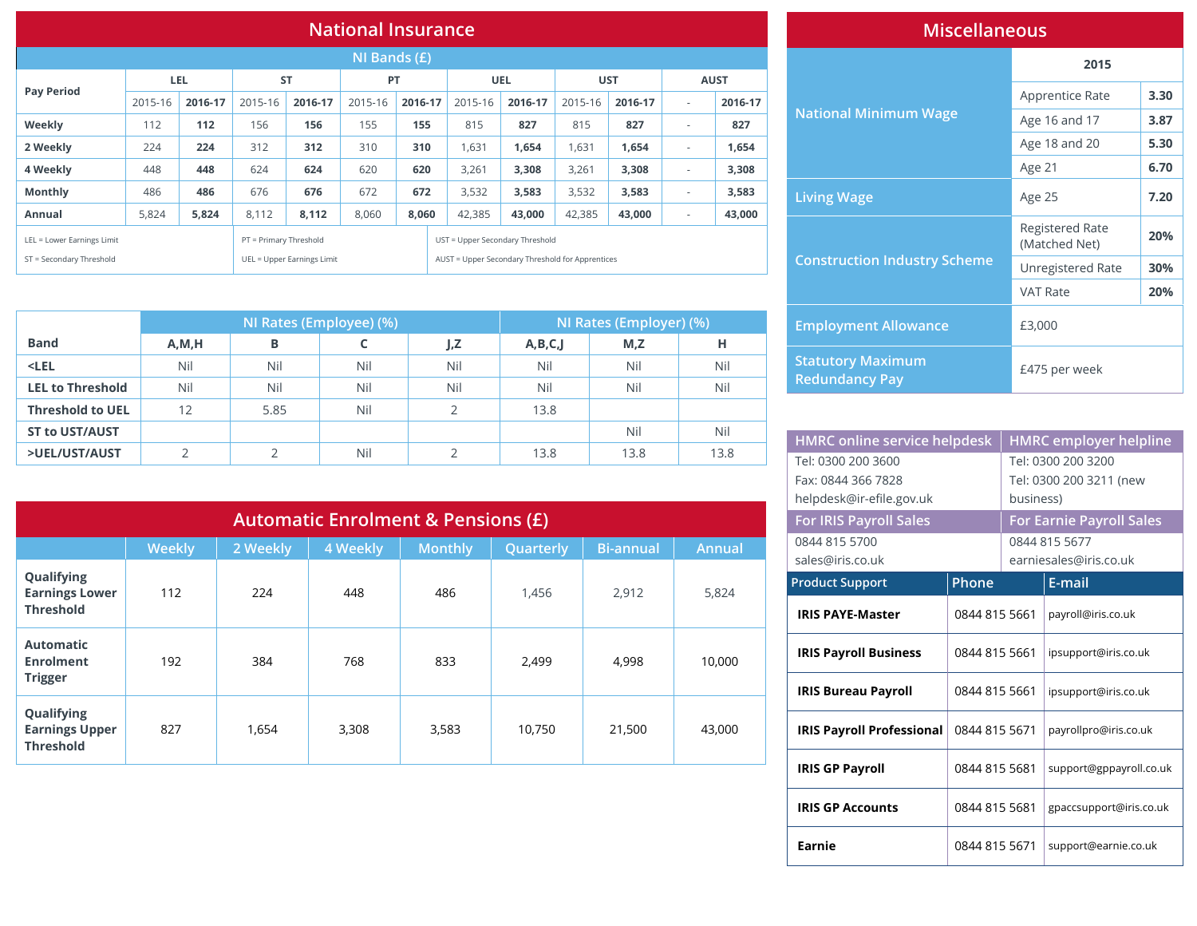## National Insurance

### NI Bands (£)

| Pay Period | LEL | | ST | | PT | | UEL | | UST | | AUST | |
|---|---|---|---|---|---|---|---|---|---|---|---|---|
| | 2015-16 | **2016-17** | 2015-16 | **2016-17** | 2015-16 | **2016-17** | 2015-16 | **2016-17** | 2015-16 | **2016-17** | - | **2016-17** |
| **Weekly** | 112 | **112** | 156 | **156** | 155 | **155** | 815 | **827** | 815 | **827** | - | **827** |
| **2 Weekly** | 224 | **224** | 312 | **312** | 310 | **310** | 1,631 | **1,654** | 1,631 | **1,654** | - | **1,654** |
| **4 Weekly** | 448 | **448** | 624 | **624** | 620 | **620** | 3,261 | **3,308** | 3,261 | **3,308** | - | **3,308** |
| **Monthly** | 486 | **486** | 676 | **676** | 672 | **672** | 3,532 | **3,583** | 3,532 | **3,583** | - | **3,583** |
| **Annual** | 5,824 | **5,824** | 8,112 | **8,112** | 8,060 | **8,060** | 42,385 | **43,000** | 42,385 | **43,000** | - | **43,000** |

LEL = Lower Earnings Limit
ST = Secondary Threshold
PT = Primary Threshold
UEL = Upper Earnings Limit
UST = Upper Secondary Threshold
AUST = Upper Secondary Threshold for Apprentices

| Band | NI Rates (Employee) (%) | | | | NI Rates (Employer) (%) | | |
|---|---|---|---|---|---|---|---|
| | **A,M,H** | **B** | **C** | **J,Z** | **A,B,C,J** | **M,Z** | **H** |
| **<LEL** | Nil | Nil | Nil | Nil | Nil | Nil | Nil |
| **LEL to Threshold** | Nil | Nil | Nil | Nil | Nil | Nil | Nil |
| **Threshold to UEL** | 12 | 5.85 | Nil | 2 | 13.8 | | |
| **ST to UST/AUST** | | | | | | Nil | Nil |
| **>UEL/UST/AUST** | 2 | 2 | Nil | 2 | 13.8 | 13.8 | 13.8 |

## Automatic Enrolment & Pensions (£)

| | Weekly | 2 Weekly | 4 Weekly | Monthly | Quarterly | Bi-annual | Annual |
|---|---|---|---|---|---|---|---|
| **Qualifying Earnings Lower Threshold** | 112 | 224 | 448 | 486 | 1,456 | 2,912 | 5,824 |
| **Automatic Enrolment Trigger** | 192 | 384 | 768 | 833 | 2,499 | 4,998 | 10,000 |
| **Qualifying Earnings Upper Threshold** | 827 | 1,654 | 3,308 | 3,583 | 10,750 | 21,500 | 43,000 |

## Miscellaneous

| | | 2015 |
|---|---|---|
| National Minimum Wage | Apprentice Rate | **3.30** |
| | Age 16 and 17 | **3.87** |
| | Age 18 and 20 | **5.30** |
| | Age 21 | **6.70** |
| Living Wage | Age 25 | **7.20** |
| Construction Industry Scheme | Registered Rate (Matched Net) | **20%** |
| | Unregistered Rate | **30%** |
| | VAT Rate | **20%** |
| Employment Allowance | £3,000 | |
| Statutory Maximum Redundancy Pay | £475 per week | |

| HMRC online service helpdesk | HMRC employer helpline |
|---|---|
| Tel: 0300 200 3600<br>Fax: 0844 366 7828<br>helpdesk@ir-efile.gov.uk | Tel: 0300 200 3200<br>Tel: 0300 200 3211 (new business) |
| **For IRIS Payroll Sales** | **For Earnie Payroll Sales** |
| 0844 815 5700<br>sales@iris.co.uk | 0844 815 5677<br>earniesales@iris.co.uk |

| Product Support | Phone | E-mail |
|---|---|---|
| **IRIS PAYE-Master** | 0844 815 5661 | payroll@iris.co.uk |
| **IRIS Payroll Business** | 0844 815 5661 | ipsupport@iris.co.uk |
| **IRIS Bureau Payroll** | 0844 815 5661 | ipsupport@iris.co.uk |
| **IRIS Payroll Professional** | 0844 815 5671 | payrollpro@iris.co.uk |
| **IRIS GP Payroll** | 0844 815 5681 | support@gppayroll.co.uk |
| **IRIS GP Accounts** | 0844 815 5681 | gpaccsupport@iris.co.uk |
| **Earnie** | 0844 815 5671 | support@earnie.co.uk |